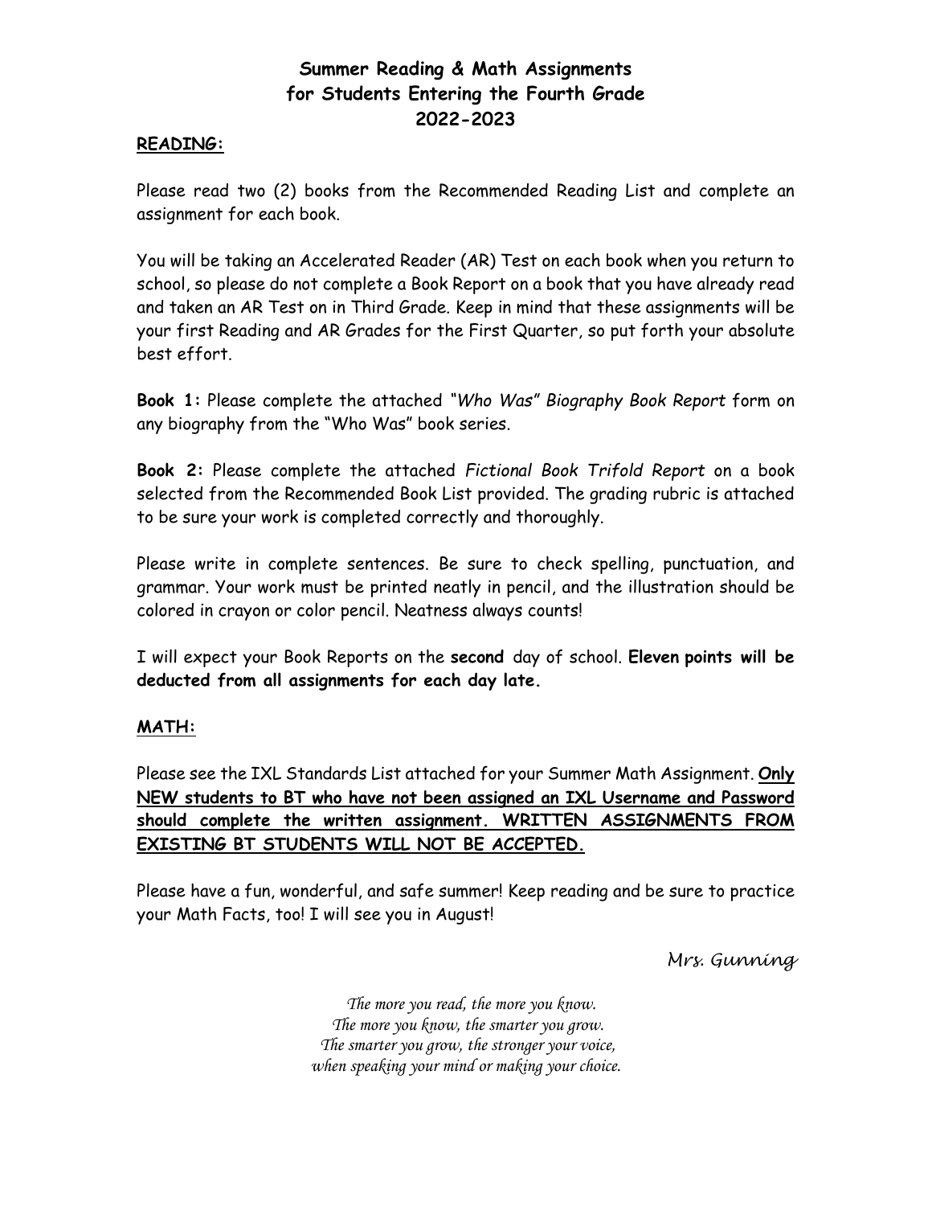# Summer Reading & Math Assignments for Students Entering the Fourth Grade 2022-2023

## READING:

Please read two (2) books from the Recommended Reading List and complete an assignment for each book.

You will be taking an Accelerated Reader (AR) Test on each book when you return to school, so please do not complete a Book Report on a book that you have already read and taken an AR Test on in Third Grade. Keep in mind that these assignments will be your first Reading and AR Grades for the First Quarter, so put forth your absolute best effort.

**Book 1:** Please complete the attached *"Who Was" Biography Book Report* form on any biography from the "Who Was" book series.

**Book 2:** Please complete the attached *Fictional Book Trifold Report* on a book selected from the Recommended Book List provided. The grading rubric is attached to be sure your work is completed correctly and thoroughly.

Please write in complete sentences. Be sure to check spelling, punctuation, and grammar. Your work must be printed neatly in pencil, and the illustration should be colored in crayon or color pencil. Neatness always counts!

I will expect your Book Reports on the **second** day of school. **Eleven points will be deducted from all assignments for each day late.**

## MATH:

Please see the IXL Standards List attached for your Summer Math Assignment. **Only NEW students to BT who have not been assigned an IXL Username and Password should complete the written assignment. WRITTEN ASSIGNMENTS FROM EXISTING BT STUDENTS WILL NOT BE ACCEPTED.**

Please have a fun, wonderful, and safe summer! Keep reading and be sure to practice your Math Facts, too! I will see you in August!

*Mrs. Gunning*

*The more you read, the more you know.*
*The more you know, the smarter you grow.*
*The smarter you grow, the stronger your voice,*
*when speaking your mind or making your choice.*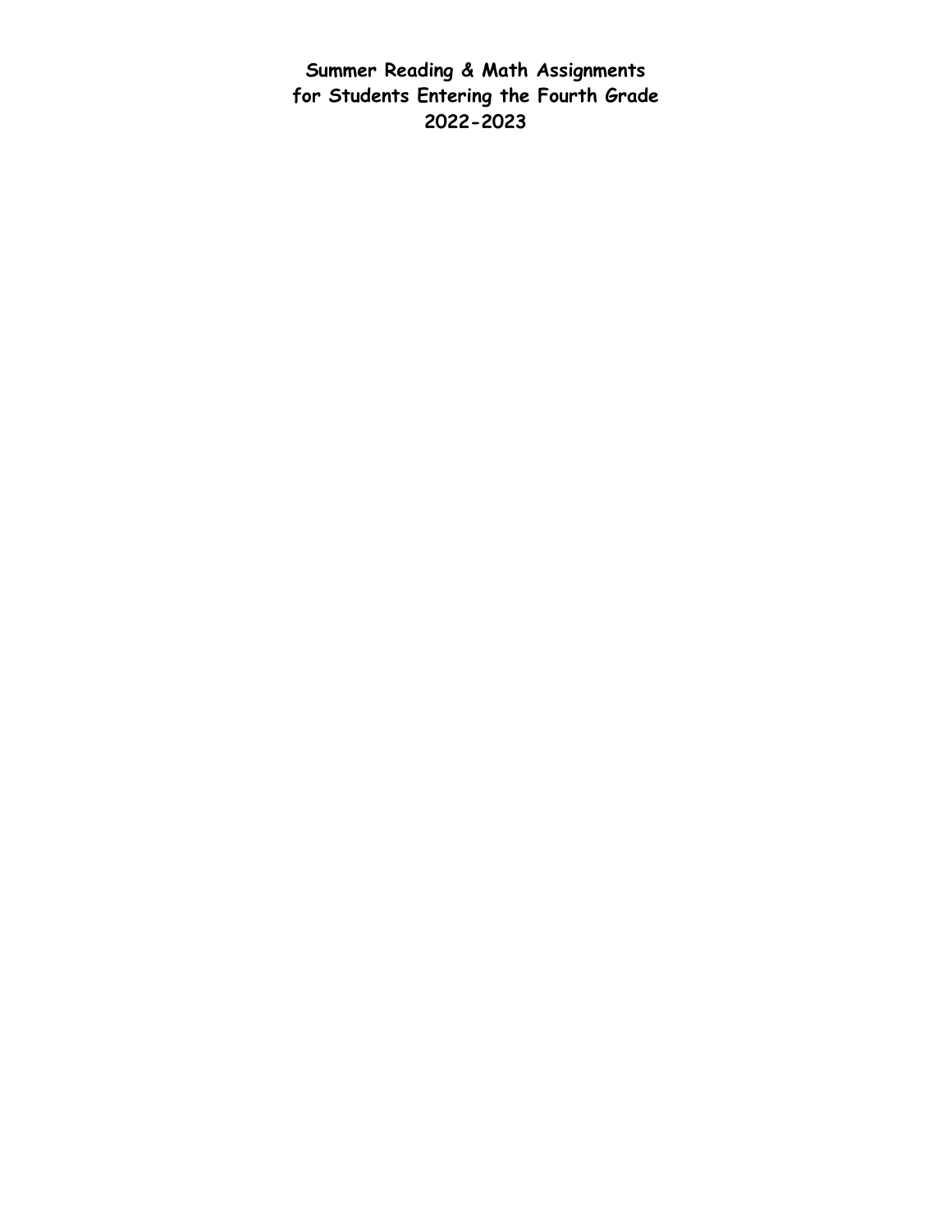# Summer Reading & Math Assignments
# for Students Entering the Fourth Grade
# 2022-2023